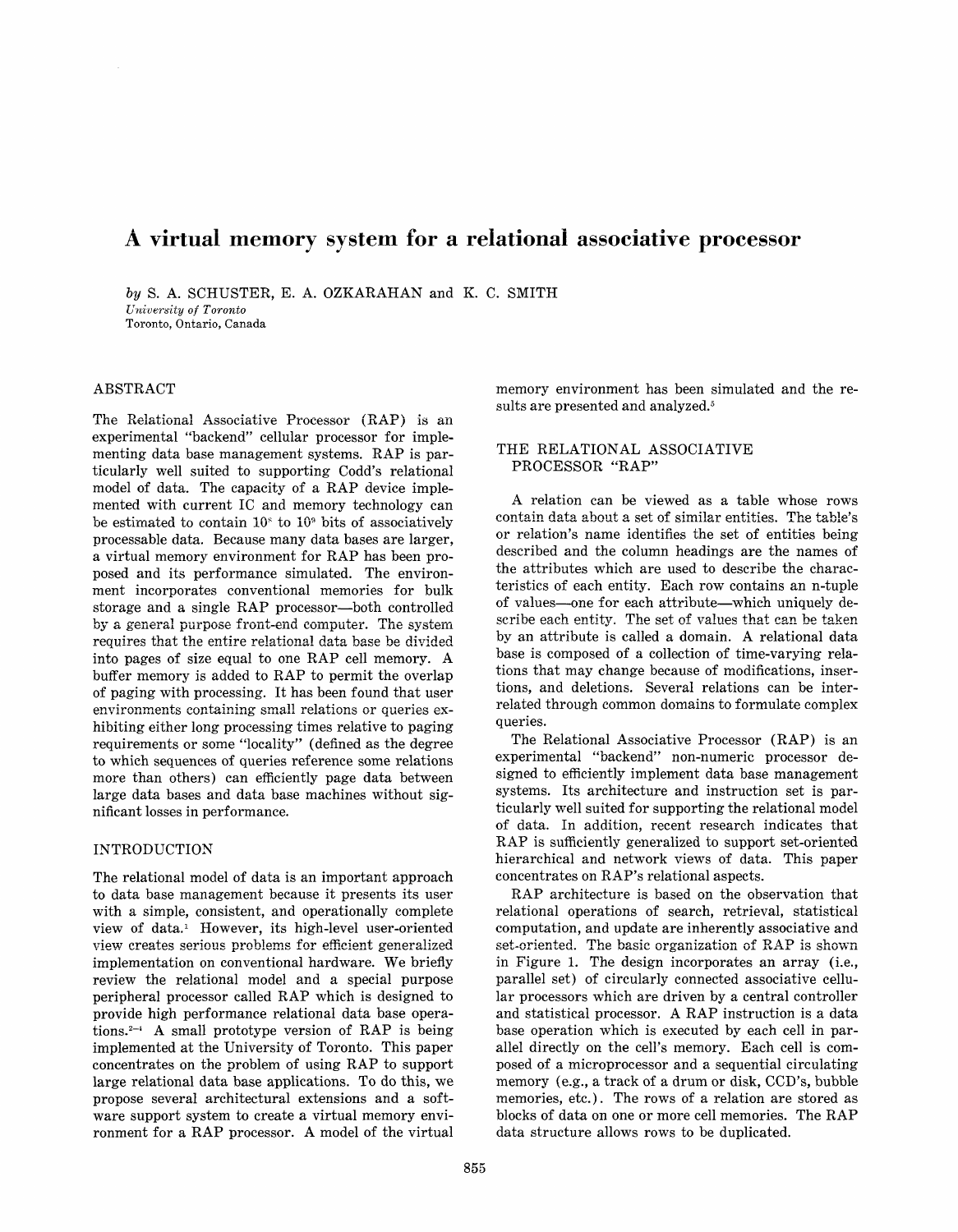# A virtual memory system for a relational associative processor

*by* S. A. SCHUSTER, E. A. OZKARAHAN and K. C. SMITH
*University of Toronto*
Toronto, Ontario, Canada

## ABSTRACT

The Relational Associative Processor (RAP) is an experimental "backend" cellular processor for implementing data base management systems. RAP is particularly well suited to supporting Codd's relational model of data. The capacity of a RAP device implemented with current IC and memory technology can be estimated to contain $10^8$ to $10^9$ bits of associatively processable data. Because many data bases are larger, a virtual memory environment for RAP has been proposed and its performance simulated. The environment incorporates conventional memories for bulk storage and a single RAP processor—both controlled by a general purpose front-end computer. The system requires that the entire relational data base be divided into pages of size equal to one RAP cell memory. A buffer memory is added to RAP to permit the overlap of paging with processing. It has been found that user environments containing small relations or queries exhibiting either long processing times relative to paging requirements or some "locality" (defined as the degree to which sequences of queries reference some relations more than others) can efficiently page data between large data bases and data base machines without significant losses in performance.

## INTRODUCTION

The relational model of data is an important approach to data base management because it presents its user with a simple, consistent, and operationally complete view of data.[1] However, its high-level user-oriented view creates serious problems for efficient generalized implementation on conventional hardware. We briefly review the relational model and a special purpose peripheral processor called RAP which is designed to provide high performance relational data base operations.[2–4] A small prototype version of RAP is being implemented at the University of Toronto. This paper concentrates on the problem of using RAP to support large relational data base applications. To do this, we propose several architectural extensions and a software support system to create a virtual memory environment for a RAP processor. A model of the virtual memory environment has been simulated and the results are presented and analyzed.[5]

## THE RELATIONAL ASSOCIATIVE PROCESSOR "RAP"

A relation can be viewed as a table whose rows contain data about a set of similar entities. The table's or relation's name identifies the set of entities being described and the column headings are the names of the attributes which are used to describe the characteristics of each entity. Each row contains an n-tuple of values—one for each attribute—which uniquely describe each entity. The set of values that can be taken by an attribute is called a domain. A relational data base is composed of a collection of time-varying relations that may change because of modifications, insertions, and deletions. Several relations can be interrelated through common domains to formulate complex queries.

The Relational Associative Processor (RAP) is an experimental "backend" non-numeric processor designed to efficiently implement data base management systems. Its architecture and instruction set is particularly well suited for supporting the relational model of data. In addition, recent research indicates that RAP is sufficiently generalized to support set-oriented hierarchical and network views of data. This paper concentrates on RAP's relational aspects.

RAP architecture is based on the observation that relational operations of search, retrieval, statistical computation, and update are inherently associative and set-oriented. The basic organization of RAP is shown in Figure 1. The design incorporates an array (i.e., parallel set) of circularly connected associative cellular processors which are driven by a central controller and statistical processor. A RAP instruction is a data base operation which is executed by each cell in parallel directly on the cell's memory. Each cell is composed of a microprocessor and a sequential circulating memory (e.g., a track of a drum or disk, CCD's, bubble memories, etc.). The rows of a relation are stored as blocks of data on one or more cell memories. The RAP data structure allows rows to be duplicated.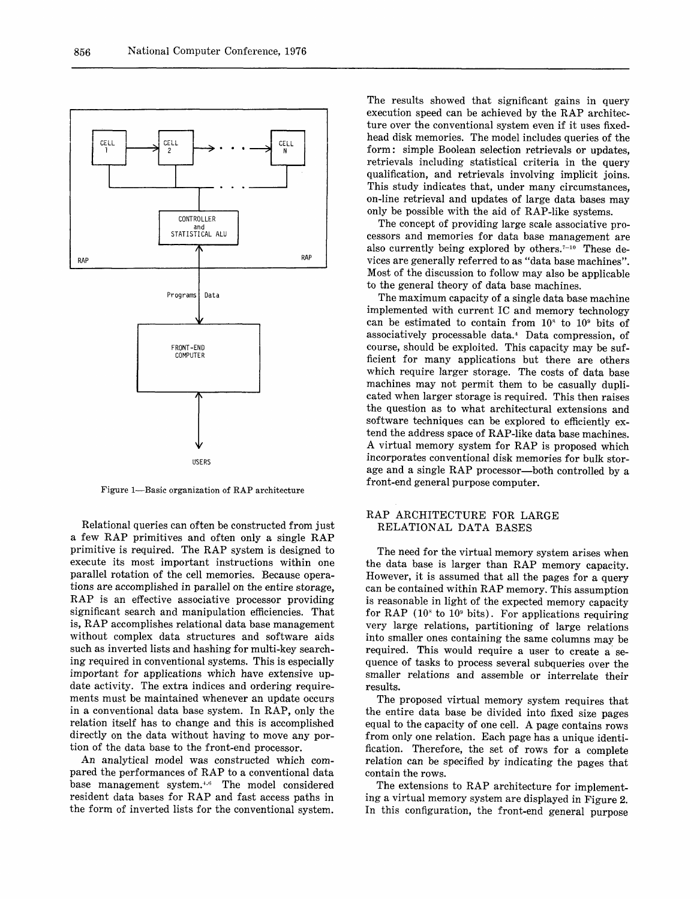Figure 1—Basic organization of RAP architecture

Relational queries can often be constructed from just a few RAP primitives and often only a single RAP primitive is required. The RAP system is designed to execute its most important instructions within one parallel rotation of the cell memories. Because operations are accomplished in parallel on the entire storage, RAP is an effective associative processor providing significant search and manipulation efficiencies. That is, RAP accomplishes relational data base management without complex data structures and software aids such as inverted lists and hashing for multi-key searching required in conventional systems. This is especially important for applications which have extensive update activity. The extra indices and ordering requirements must be maintained whenever an update occurs in a conventional data base system. In RAP, only the relation itself has to change and this is accomplished directly on the data without having to move any portion of the data base to the front-end processor.

An analytical model was constructed which compared the performances of RAP to a conventional data base management system.[4,6] The model considered resident data bases for RAP and fast access paths in the form of inverted lists for the conventional system. The results showed that significant gains in query execution speed can be achieved by the RAP architecture over the conventional system even if it uses fixed-head disk memories. The model includes queries of the form: simple Boolean selection retrievals or updates, retrievals including statistical criteria in the query qualification, and retrievals involving implicit joins. This study indicates that, under many circumstances, on-line retrieval and updates of large data bases may only be possible with the aid of RAP-like systems.

The concept of providing large scale associative processors and memories for data base management are also currently being explored by others.[7-10] These devices are generally referred to as "data base machines". Most of the discussion to follow may also be applicable to the general theory of data base machines.

The maximum capacity of a single data base machine implemented with current IC and memory technology can be estimated to contain from $10^8$ to $10^9$ bits of associatively processable data.[4] Data compression, of course, should be exploited. This capacity may be sufficient for many applications but there are others which require larger storage. The costs of data base machines may not permit them to be casually duplicated when larger storage is required. This then raises the question as to what architectural extensions and software techniques can be explored to efficiently extend the address space of RAP-like data base machines. A virtual memory system for RAP is proposed which incorporates conventional disk memories for bulk storage and a single RAP processor—both controlled by a front-end general purpose computer.

## RAP ARCHITECTURE FOR LARGE RELATIONAL DATA BASES

The need for the virtual memory system arises when the data base is larger than RAP memory capacity. However, it is assumed that all the pages for a query can be contained within RAP memory. This assumption is reasonable in light of the expected memory capacity for RAP ($10^8$ to $10^9$ bits). For applications requiring very large relations, partitioning of large relations into smaller ones containing the same columns may be required. This would require a user to create a sequence of tasks to process several subqueries over the smaller relations and assemble or interrelate their results.

The proposed virtual memory system requires that the entire data base be divided into fixed size pages equal to the capacity of one cell. A page contains rows from only one relation. Each page has a unique identification. Therefore, the set of rows for a complete relation can be specified by indicating the pages that contain the rows.

The extensions to RAP architecture for implementing a virtual memory system are displayed in Figure 2. In this configuration, the front-end general purpose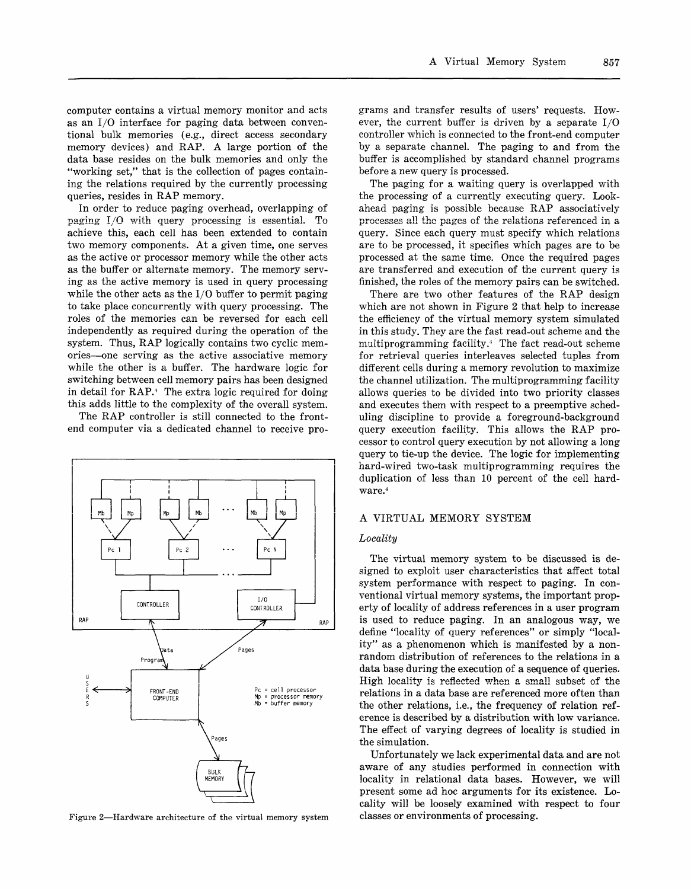computer contains a virtual memory monitor and acts as an I/O interface for paging data between conventional bulk memories (e.g., direct access secondary memory devices) and RAP. A large portion of the data base resides on the bulk memories and only the "working set," that is the collection of pages containing the relations required by the currently processing queries, resides in RAP memory.

In order to reduce paging overhead, overlapping of paging I/O with query processing is essential. To achieve this, each cell has been extended to contain two memory components. At a given time, one serves as the active or processor memory while the other acts as the buffer or alternate memory. The memory serving as the active memory is used in query processing while the other acts as the I/O buffer to permit paging to take place concurrently with query processing. The roles of the memories can be reversed for each cell independently as required during the operation of the system. Thus, RAP logically contains two cyclic memories—one serving as the active associative memory while the other is a buffer. The hardware logic for switching between cell memory pairs has been designed in detail for RAP.[4] The extra logic required for doing this adds little to the complexity of the overall system.

The RAP controller is still connected to the front-end computer via a dedicated channel to receive programs and transfer results of users' requests. However, the current buffer is driven by a separate I/O controller which is connected to the front-end computer by a separate channel. The paging to and from the buffer is accomplished by standard channel programs before a new query is processed.

Figure 2—Hardware architecture of the virtual memory system

The paging for a waiting query is overlapped with the processing of a currently executing query. Look-ahead paging is possible because RAP associatively processes all the pages of the relations referenced in a query. Since each query must specify which relations are to be processed, it specifies which pages are to be processed at the same time. Once the required pages are transferred and execution of the current query is finished, the roles of the memory pairs can be switched.

There are two other features of the RAP design which are not shown in Figure 2 that help to increase the efficiency of the virtual memory system simulated in this study. They are the fast read-out scheme and the multiprogramming facility.[4] The fact read-out scheme for retrieval queries interleaves selected tuples from different cells during a memory revolution to maximize the channel utilization. The multiprogramming facility allows queries to be divided into two priority classes and executes them with respect to a preemptive scheduling discipline to provide a foreground-background query execution facility. This allows the RAP processor to control query execution by not allowing a long query to tie-up the device. The logic for implementing hard-wired two-task multiprogramming requires the duplication of less than 10 percent of the cell hardware.[4]

## A VIRTUAL MEMORY SYSTEM

### *Locality*

The virtual memory system to be discussed is designed to exploit user characteristics that affect total system performance with respect to paging. In conventional virtual memory systems, the important property of locality of address references in a user program is used to reduce paging. In an analogous way, we define "locality of query references" or simply "locality" as a phenomenon which is manifested by a non-random distribution of references to the relations in a data base during the execution of a sequence of queries. High locality is reflected when a small subset of the relations in a data base are referenced more often than the other relations, i.e., the frequency of relation reference is described by a distribution with low variance. The effect of varying degrees of locality is studied in the simulation.

Unfortunately we lack experimental data and are not aware of any studies performed in connection with locality in relational data bases. However, we will present some ad hoc arguments for its existence. Locality will be loosely examined with respect to four classes or environments of processing.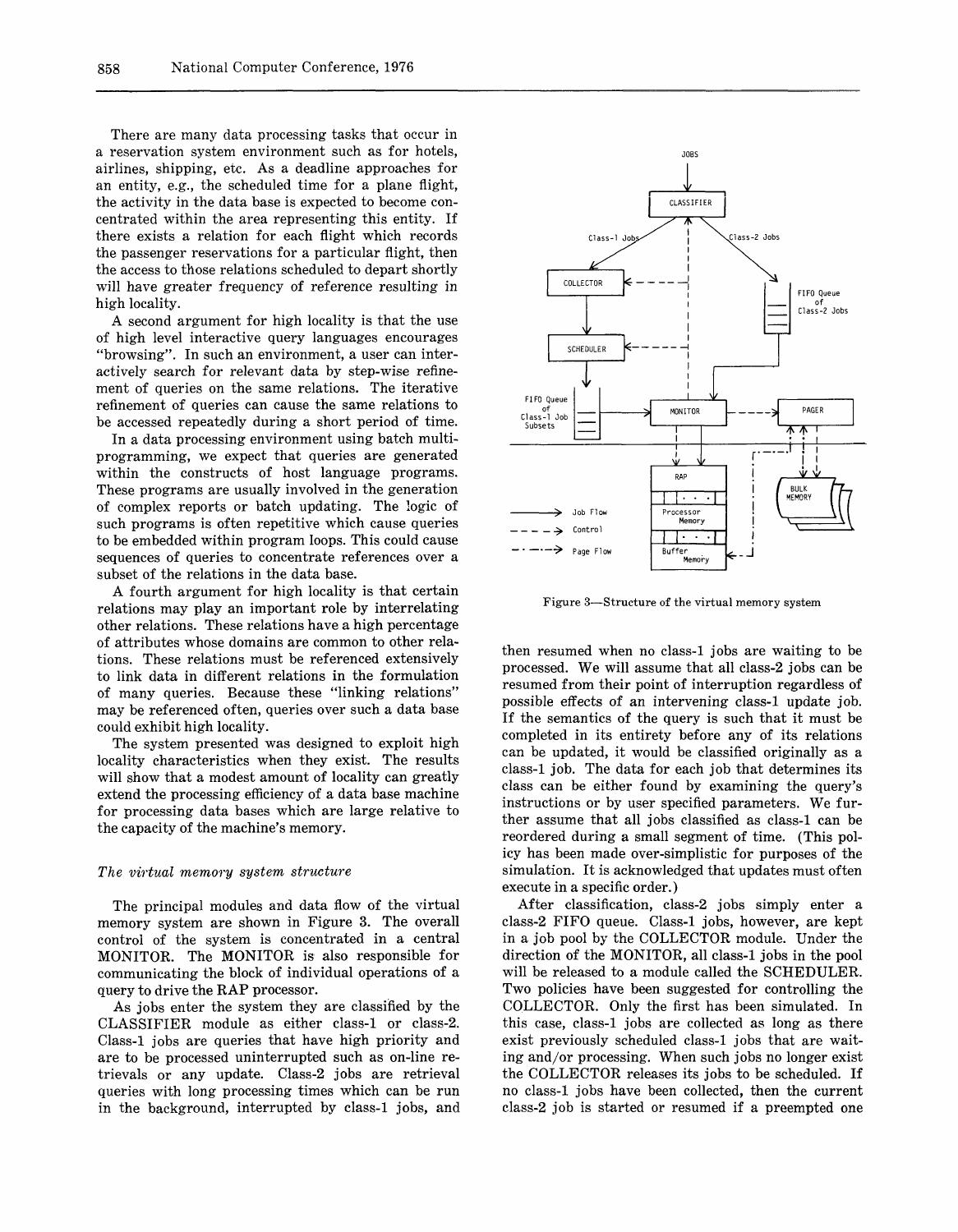There are many data processing tasks that occur in a reservation system environment such as for hotels, airlines, shipping, etc. As a deadline approaches for an entity, e.g., the scheduled time for a plane flight, the activity in the data base is expected to become concentrated within the area representing this entity. If there exists a relation for each flight which records the passenger reservations for a particular flight, then the access to those relations scheduled to depart shortly will have greater frequency of reference resulting in high locality.

A second argument for high locality is that the use of high level interactive query languages encourages "browsing". In such an environment, a user can interactively search for relevant data by step-wise refinement of queries on the same relations. The iterative refinement of queries can cause the same relations to be accessed repeatedly during a short period of time.

In a data processing environment using batch multiprogramming, we expect that queries are generated within the constructs of host language programs. These programs are usually involved in the generation of complex reports or batch updating. The logic of such programs is often repetitive which cause queries to be embedded within program loops. This could cause sequences of queries to concentrate references over a subset of the relations in the data base.

A fourth argument for high locality is that certain relations may play an important role by interrelating other relations. These relations have a high percentage of attributes whose domains are common to other relations. These relations must be referenced extensively to link data in different relations in the formulation of many queries. Because these "linking relations" may be referenced often, queries over such a data base could exhibit high locality.

The system presented was designed to exploit high locality characteristics when they exist. The results will show that a modest amount of locality can greatly extend the processing efficiency of a data base machine for processing data bases which are large relative to the capacity of the machine's memory.

### *The virtual memory system structure*

The principal modules and data flow of the virtual memory system are shown in Figure 3. The overall control of the system is concentrated in a central MONITOR. The MONITOR is also responsible for communicating the block of individual operations of a query to drive the RAP processor.

As jobs enter the system they are classified by the CLASSIFIER module as either class-1 or class-2. Class-1 jobs are queries that have high priority and are to be processed uninterrupted such as on-line retrievals or any update. Class-2 jobs are retrieval queries with long processing times which can be run in the background, interrupted by class-1 jobs, and then resumed when no class-1 jobs are waiting to be processed. We will assume that all class-2 jobs can be resumed from their point of interruption regardless of possible effects of an intervening class-1 update job. If the semantics of the query is such that it must be completed in its entirety before any of its relations can be updated, it would be classified originally as a class-1 job. The data for each job that determines its class can be either found by examining the query's instructions or by user specified parameters. We further assume that all jobs classified as class-1 can be reordered during a small segment of time. (This policy has been made over-simplistic for purposes of the simulation. It is acknowledged that updates must often execute in a specific order.)

After classification, class-2 jobs simply enter a class-2 FIFO queue. Class-1 jobs, however, are kept in a job pool by the COLLECTOR module. Under the direction of the MONITOR, all class-1 jobs in the pool will be released to a module called the SCHEDULER. Two policies have been suggested for controlling the COLLECTOR. Only the first has been simulated. In this case, class-1 jobs are collected as long as there exist previously scheduled class-1 jobs that are waiting and/or processing. When such jobs no longer exist the COLLECTOR releases its jobs to be scheduled. If no class-1 jobs have been collected, then the current class-2 job is started or resumed if a preempted one

Figure 3—Structure of the virtual memory system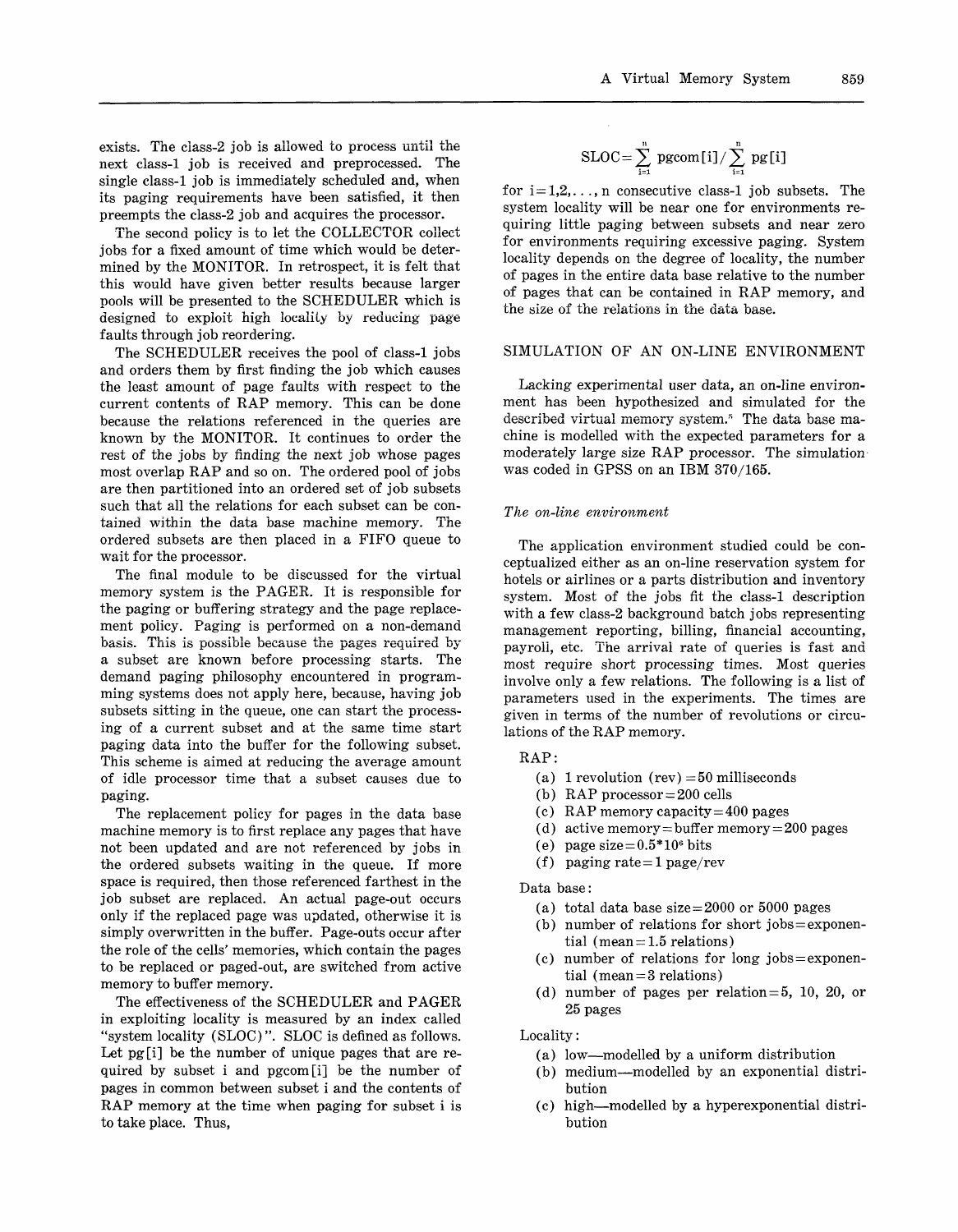exists. The class-2 job is allowed to process until the next class-1 job is received and preprocessed. The single class-1 job is immediately scheduled and, when its paging requirements have been satisfied, it then preempts the class-2 job and acquires the processor.

The second policy is to let the COLLECTOR collect jobs for a fixed amount of time which would be determined by the MONITOR. In retrospect, it is felt that this would have given better results because larger pools will be presented to the SCHEDULER which is designed to exploit high locality by reducing page faults through job reordering.

The SCHEDULER receives the pool of class-1 jobs and orders them by first finding the job which causes the least amount of page faults with respect to the current contents of RAP memory. This can be done because the relations referenced in the queries are known by the MONITOR. It continues to order the rest of the jobs by finding the next job whose pages most overlap RAP and so on. The ordered pool of jobs are then partitioned into an ordered set of job subsets such that all the relations for each subset can be contained within the data base machine memory. The ordered subsets are then placed in a FIFO queue to wait for the processor.

The final module to be discussed for the virtual memory system is the PAGER. It is responsible for the paging or buffering strategy and the page replacement policy. Paging is performed on a non-demand basis. This is possible because the pages required by a subset are known before processing starts. The demand paging philosophy encountered in programming systems does not apply here, because, having job subsets sitting in the queue, one can start the processing of a current subset and at the same time start paging data into the buffer for the following subset. This scheme is aimed at reducing the average amount of idle processor time that a subset causes due to paging.

The replacement policy for pages in the data base machine memory is to first replace any pages that have not been updated and are not referenced by jobs in the ordered subsets waiting in the queue. If more space is required, then those referenced farthest in the job subset are replaced. An actual page-out occurs only if the replaced page was updated, otherwise it is simply overwritten in the buffer. Page-outs occur after the role of the cells' memories, which contain the pages to be replaced or paged-out, are switched from active memory to buffer memory.

The effectiveness of the SCHEDULER and PAGER in exploiting locality is measured by an index called "system locality (SLOC)". SLOC is defined as follows. Let pg[i] be the number of unique pages that are required by subset i and pgcom[i] be the number of pages in common between subset i and the contents of RAP memory at the time when paging for subset i is to take place. Thus,

$$\text{SLOC} = \sum_{i=1}^{n} \text{pgcom}[i] / \sum_{i=1}^{n} \text{pg}[i]$$

for $i = 1, 2, \ldots, n$ consecutive class-1 job subsets. The system locality will be near one for environments requiring little paging between subsets and near zero for environments requiring excessive paging. System locality depends on the degree of locality, the number of pages in the entire data base relative to the number of pages that can be contained in RAP memory, and the size of the relations in the data base.

## SIMULATION OF AN ON-LINE ENVIRONMENT

Lacking experimental user data, an on-line environment has been hypothesized and simulated for the described virtual memory system.[5] The data base machine is modelled with the expected parameters for a moderately large size RAP processor. The simulation was coded in GPSS on an IBM 370/165.

### *The on-line environment*

The application environment studied could be conceptualized either as an on-line reservation system for hotels or airlines or a parts distribution and inventory system. Most of the jobs fit the class-1 description with a few class-2 background batch jobs representing management reporting, billing, financial accounting, payroll, etc. The arrival rate of queries is fast and most require short processing times. Most queries involve only a few relations. The following is a list of parameters used in the experiments. The times are given in terms of the number of revolutions or circulations of the RAP memory.

RAP:

- (a) 1 revolution (rev) = 50 milliseconds
- (b) RAP processor = 200 cells
- (c) RAP memory capacity = 400 pages
- (d) active memory = buffer memory = 200 pages
- (e) page size = $0.5 \times 10^6$ bits
- (f) paging rate = 1 page/rev

Data base:

- (a) total data base size = 2000 or 5000 pages
- (b) number of relations for short jobs = exponential (mean = 1.5 relations)
- (c) number of relations for long jobs = exponential (mean = 3 relations)
- (d) number of pages per relation = 5, 10, 20, or 25 pages

Locality:

- (a) low—modelled by a uniform distribution
- (b) medium—modelled by an exponential distribution
- (c) high—modelled by a hyperexponential distribution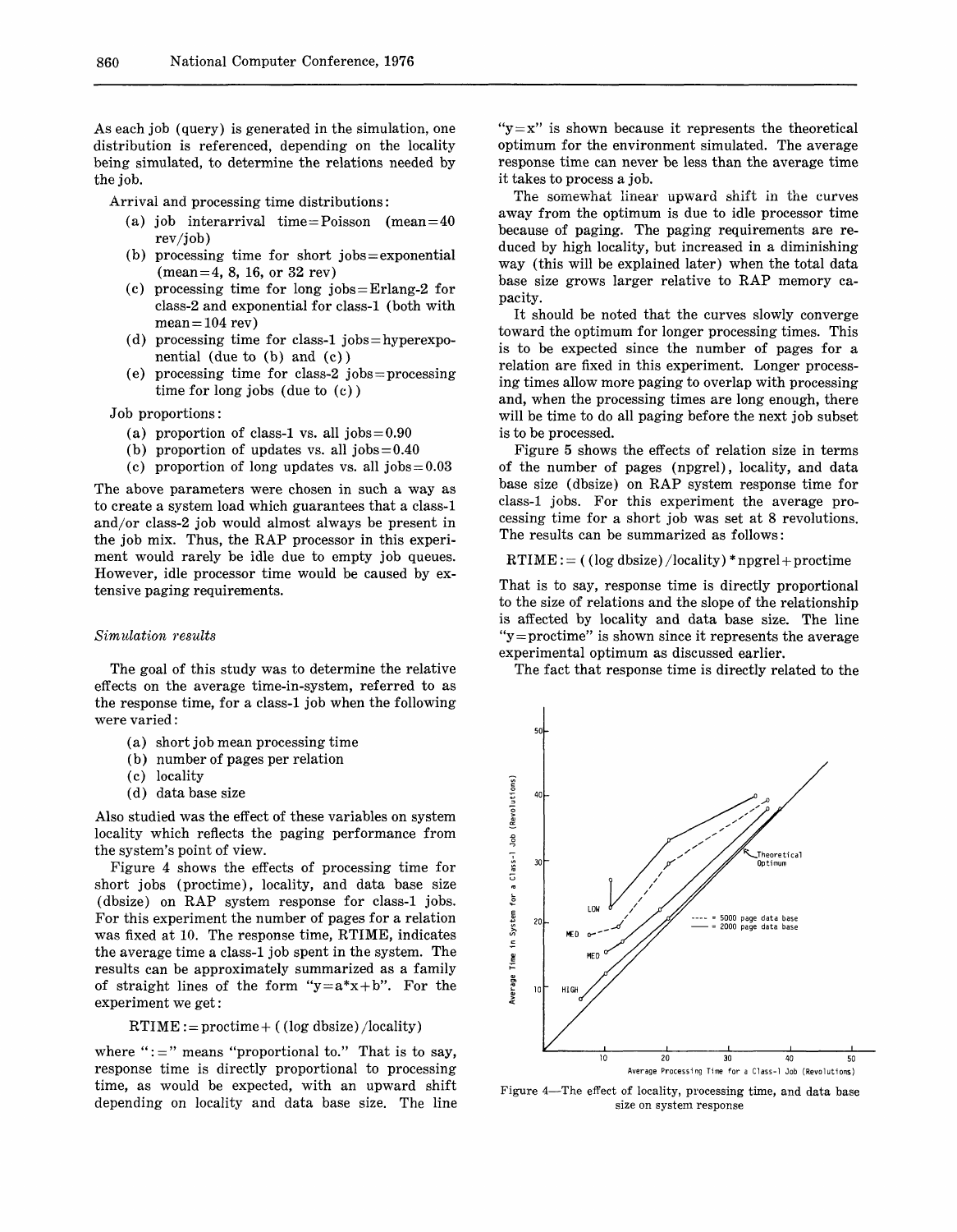As each job (query) is generated in the simulation, one distribution is referenced, depending on the locality being simulated, to determine the relations needed by the job.

Arrival and processing time distributions:

- (a) job interarrival time = Poisson (mean = 40 rev/job)
- (b) processing time for short jobs = exponential (mean = 4, 8, 16, or 32 rev)
- (c) processing time for long jobs = Erlang-2 for class-2 and exponential for class-1 (both with mean = 104 rev)
- (d) processing time for class-1 jobs = hyperexponential (due to (b) and (c))
- (e) processing time for class-2 jobs = processing time for long jobs (due to (c))

Job proportions:

- (a) proportion of class-1 vs. all jobs = 0.90
- (b) proportion of updates vs. all jobs = 0.40
- (c) proportion of long updates vs. all jobs = 0.03

The above parameters were chosen in such a way as to create a system load which guarantees that a class-1 and/or class-2 job would almost always be present in the job mix. Thus, the RAP processor in this experiment would rarely be idle due to empty job queues. However, idle processor time would be caused by extensive paging requirements.

### *Simulation results*

The goal of this study was to determine the relative effects on the average time-in-system, referred to as the response time, for a class-1 job when the following were varied:

- (a) short job mean processing time
- (b) number of pages per relation
- (c) locality
- (d) data base size

Also studied was the effect of these variables on system locality which reflects the paging performance from the system's point of view.

Figure 4 shows the effects of processing time for short jobs (proctime), locality, and data base size (dbsize) on RAP system response for class-1 jobs. For this experiment the number of pages for a relation was fixed at 10. The response time, RTIME, indicates the average time a class-1 job spent in the system. The results can be approximately summarized as a family of straight lines of the form "y=a*x+b". For the experiment we get:

RTIME := proctime + ((log dbsize)/locality)

where ":=" means "proportional to." That is to say, response time is directly proportional to processing time, as would be expected, with an upward shift depending on locality and data base size. The line "y=x" is shown because it represents the theoretical optimum for the environment simulated. The average response time can never be less than the average time it takes to process a job.

The somewhat linear upward shift in the curves away from the optimum is due to idle processor time because of paging. The paging requirements are reduced by high locality, but increased in a diminishing way (this will be explained later) when the total data base size grows larger relative to RAP memory capacity.

It should be noted that the curves slowly converge toward the optimum for longer processing times. This is to be expected since the number of pages for a relation are fixed in this experiment. Longer processing times allow more paging to overlap with processing and, when the processing times are long enough, there will be time to do all paging before the next job subset is to be processed.

Figure 5 shows the effects of relation size in terms of the number of pages (npgrel), locality, and data base size (dbsize) on RAP system response time for class-1 jobs. For this experiment the average processing time for a short job was set at 8 revolutions. The results can be summarized as follows:

RTIME := ((log dbsize)/locality) * npgrel + proctime

That is to say, response time is directly proportional to the size of relations and the slope of the relationship is affected by locality and data base size. The line "y=proctime" is shown since it represents the average experimental optimum as discussed earlier.

The fact that response time is directly related to the

Figure 4—The effect of locality, processing time, and data base size on system response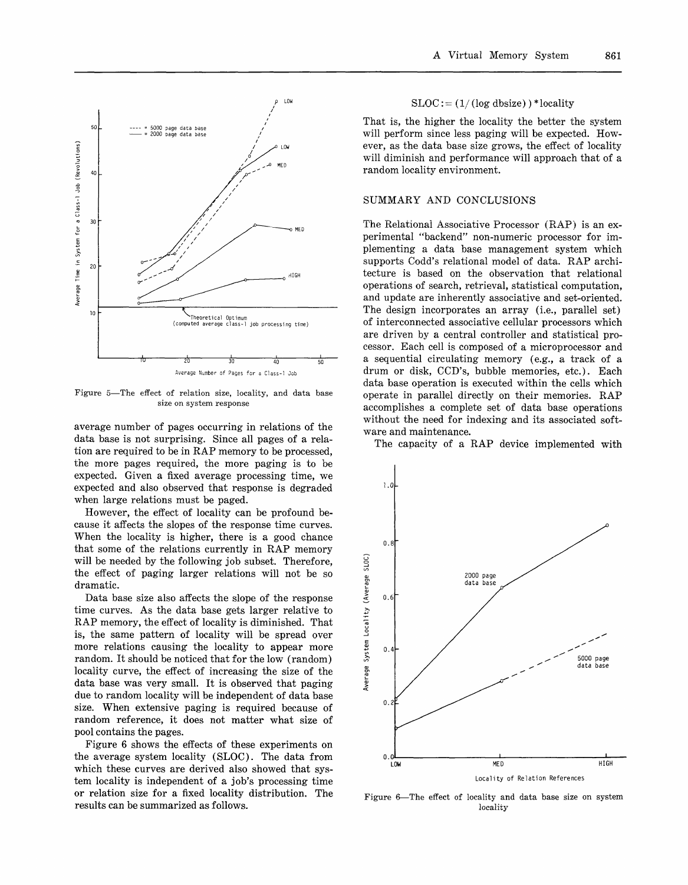Figure 5—The effect of relation size, locality, and data base size on system response

average number of pages occurring in relations of the data base is not surprising. Since all pages of a relation are required to be in RAP memory to be processed, the more pages required, the more paging is to be expected. Given a fixed average processing time, we expected and also observed that response is degraded when large relations must be paged.

However, the effect of locality can be profound because it affects the slopes of the response time curves. When the locality is higher, there is a good chance that some of the relations currently in RAP memory will be needed by the following job subset. Therefore, the effect of paging larger relations will not be so dramatic.

Data base size also affects the slope of the response time curves. As the data base gets larger relative to RAP memory, the effect of locality is diminished. That is, the same pattern of locality will be spread over more relations causing the locality to appear more random. It should be noticed that for the low (random) locality curve, the effect of increasing the size of the data base was very small. It is observed that paging due to random locality will be independent of data base size. When extensive paging is required because of random reference, it does not matter what size of pool contains the pages.

Figure 6 shows the effects of these experiments on the average system locality (SLOC). The data from which these curves are derived also showed that system locality is independent of a job's processing time or relation size for a fixed locality distribution. The results can be summarized as follows.

$$\text{SLOC} := (1/(\log \text{dbsize}))*\text{locality}$$

That is, the higher the locality the better the system will perform since less paging will be expected. However, as the data base size grows, the effect of locality will diminish and performance will approach that of a random locality environment.

## SUMMARY AND CONCLUSIONS

The Relational Associative Processor (RAP) is an experimental "backend" non-numeric processor for implementing a data base management system which supports Codd's relational model of data. RAP architecture is based on the observation that relational operations of search, retrieval, statistical computation, and update are inherently associative and set-oriented. The design incorporates an array (i.e., parallel set) of interconnected associative cellular processors which are driven by a central controller and statistical processor. Each cell is composed of a microprocessor and a sequential circulating memory (e.g., a track of a drum or disk, CCD's, bubble memories, etc.). Each data base operation is executed within the cells which operate in parallel directly on their memories. RAP accomplishes a complete set of data base operations without the need for indexing and its associated software and maintenance.

The capacity of a RAP device implemented with

Figure 6—The effect of locality and data base size on system locality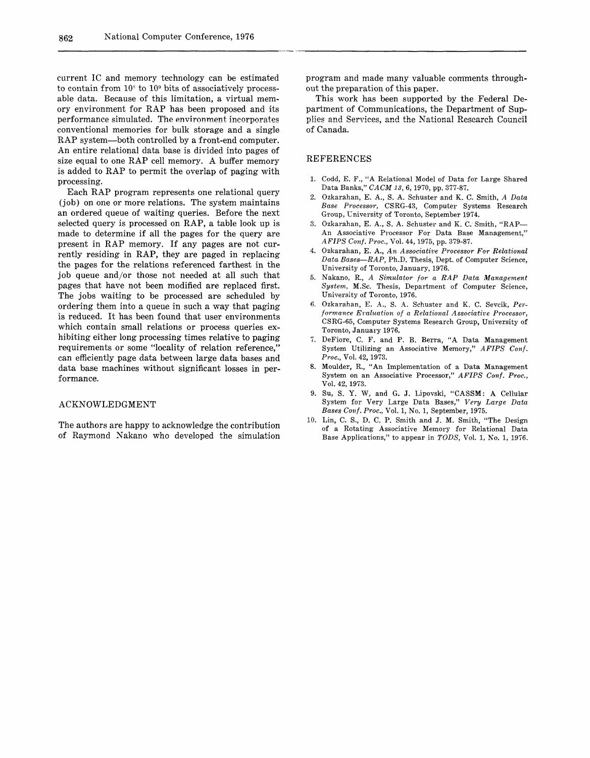current IC and memory technology can be estimated to contain from $10^6$ to $10^9$ bits of associatively processable data. Because of this limitation, a virtual memory environment for RAP has been proposed and its performance simulated. The environment incorporates conventional memories for bulk storage and a single RAP system—both controlled by a front-end computer. An entire relational data base is divided into pages of size equal to one RAP cell memory. A buffer memory is added to RAP to permit the overlap of paging with processing.

Each RAP program represents one relational query (job) on one or more relations. The system maintains an ordered queue of waiting queries. Before the next selected query is processed on RAP, a table look up is made to determine if all the pages for the query are present in RAP memory. If any pages are not currently residing in RAP, they are paged in replacing the pages for the relations referenced farthest in the job queue and/or those not needed at all such that pages that have not been modified are replaced first. The jobs waiting to be processed are scheduled by ordering them into a queue in such a way that paging is reduced. It has been found that user environments which contain small relations or process queries exhibiting either long processing times relative to paging requirements or some "locality of relation reference," can efficiently page data between large data bases and data base machines without significant losses in performance.

## ACKNOWLEDGMENT

The authors are happy to acknowledge the contribution of Raymond Nakano who developed the simulation program and made many valuable comments throughout the preparation of this paper.

This work has been supported by the Federal Department of Communications, the Department of Supplies and Services, and the National Research Council of Canada.

## REFERENCES

1. Codd, E. F., "A Relational Model of Data for Large Shared Data Banks," *CACM 13*, 6, 1970, pp. 377-87.
2. Ozkarahan, E. A., S. A. Schuster and K. C. Smith, *A Data Base Processor*, CSRG-43, Computer Systems Research Group, University of Toronto, September 1974.
3. Ozkarahan, E. A., S. A. Schuster and K. C. Smith, "RAP—An Associative Processor For Data Base Management," *AFIPS Conf. Proc.*, Vol. 44, 1975, pp. 379-87.
4. Ozkarahan, E. A., *An Associative Processor For Relational Data Bases—RAP*, Ph.D. Thesis, Dept. of Computer Science, University of Toronto, January, 1976.
5. Nakano, R., *A Simulator for a RAP Data Management System*, M.Sc. Thesis, Department of Computer Science, University of Toronto, 1976.
6. Ozkarahan, E. A., S. A. Schuster and K. C. Sevcik, *Performance Evaluation of a Relational Associative Processor*, CSRG-65, Computer Systems Research Group, University of Toronto, January 1976.
7. DeFiore, C. F. and P. B. Berra, "A Data Management System Utilizing an Associative Memory," *AFIPS Conf. Proc.*, Vol. 42, 1973.
8. Moulder, R., "An Implementation of a Data Management System on an Associative Processor," *AFIPS Conf. Proc.*, Vol. 42, 1973.
9. Su, S. Y. W, and G. J. Lipovski, "CASSM: A Cellular System for Very Large Data Bases," *Very Large Data Bases Conf. Proc.*, Vol. 1, No. 1, September, 1975.
10. Lin, C. S., D. C. P. Smith and J. M. Smith, "The Design of a Rotating Associative Memory for Relational Data Base Applications," to appear in *TODS*, Vol. 1, No. 1, 1976.